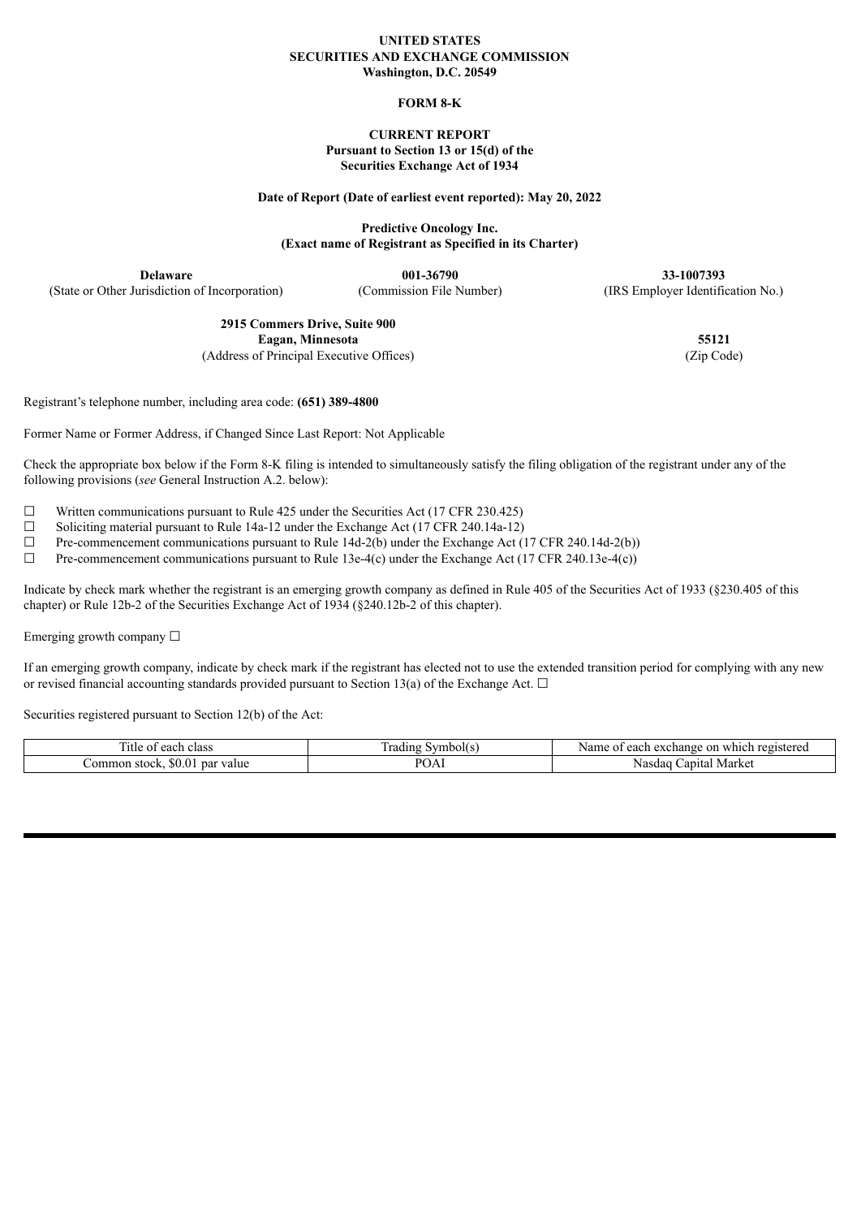**UNITED STATES**
**SECURITIES AND EXCHANGE COMMISSION**
**Washington, D.C. 20549**

**FORM 8-K**

**CURRENT REPORT**
**Pursuant to Section 13 or 15(d) of the**
**Securities Exchange Act of 1934**

**Date of Report (Date of earliest event reported): May 20, 2022**

**Predictive Oncology Inc.**
**(Exact name of Registrant as Specified in its Charter)**

| **Delaware** | **001-36790** | **33-1007393** |
|---|---|---|
| (State or Other Jurisdiction of Incorporation) | (Commission File Number) | (IRS Employer Identification No.) |

| **2915 Commers Drive, Suite 900**<br>**Eagan, Minnesota** | **55121** |
|---|---|
| (Address of Principal Executive Offices) | (Zip Code) |

Registrant's telephone number, including area code: **(651) 389-4800**

Former Name or Former Address, if Changed Since Last Report: Not Applicable

Check the appropriate box below if the Form 8-K filing is intended to simultaneously satisfy the filing obligation of the registrant under any of the following provisions (*see* General Instruction A.2. below):

☐ Written communications pursuant to Rule 425 under the Securities Act (17 CFR 230.425)
☐ Soliciting material pursuant to Rule 14a-12 under the Exchange Act (17 CFR 240.14a-12)
☐ Pre-commencement communications pursuant to Rule 14d-2(b) under the Exchange Act (17 CFR 240.14d-2(b))
☐ Pre-commencement communications pursuant to Rule 13e-4(c) under the Exchange Act (17 CFR 240.13e-4(c))

Indicate by check mark whether the registrant is an emerging growth company as defined in Rule 405 of the Securities Act of 1933 (§230.405 of this chapter) or Rule 12b-2 of the Securities Exchange Act of 1934 (§240.12b-2 of this chapter).

Emerging growth company ☐

If an emerging growth company, indicate by check mark if the registrant has elected not to use the extended transition period for complying with any new or revised financial accounting standards provided pursuant to Section 13(a) of the Exchange Act. ☐

Securities registered pursuant to Section 12(b) of the Act:

| Title of each class | Trading Symbol(s) | Name of each exchange on which registered |
|---|---|---|
| Common stock, $0.01 par value | POAI | Nasdaq Capital Market |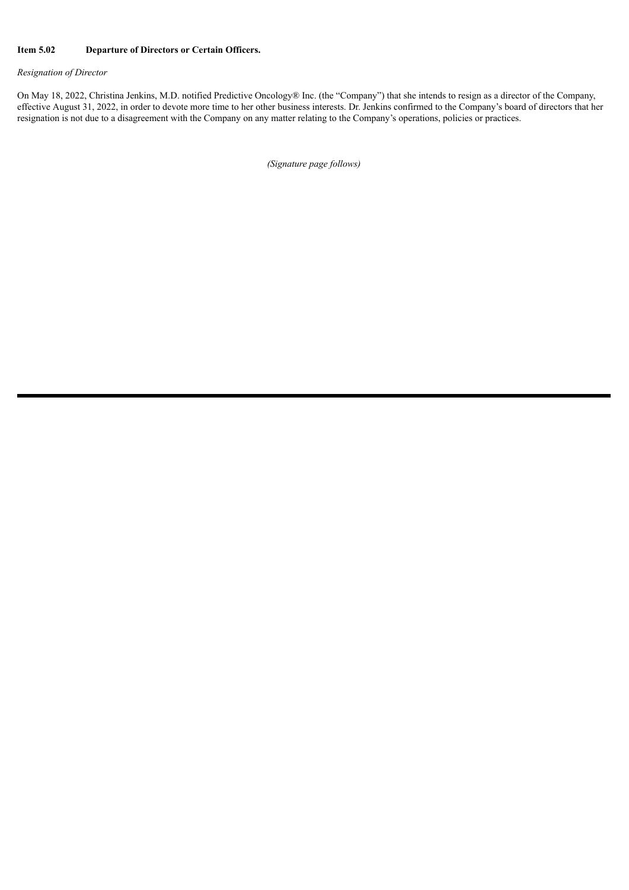**Item 5.02 Departure of Directors or Certain Officers.**

*Resignation of Director*

On May 18, 2022, Christina Jenkins, M.D. notified Predictive Oncology® Inc. (the "Company") that she intends to resign as a director of the Company, effective August 31, 2022, in order to devote more time to her other business interests. Dr. Jenkins confirmed to the Company's board of directors that her resignation is not due to a disagreement with the Company on any matter relating to the Company's operations, policies or practices.

*(Signature page follows)*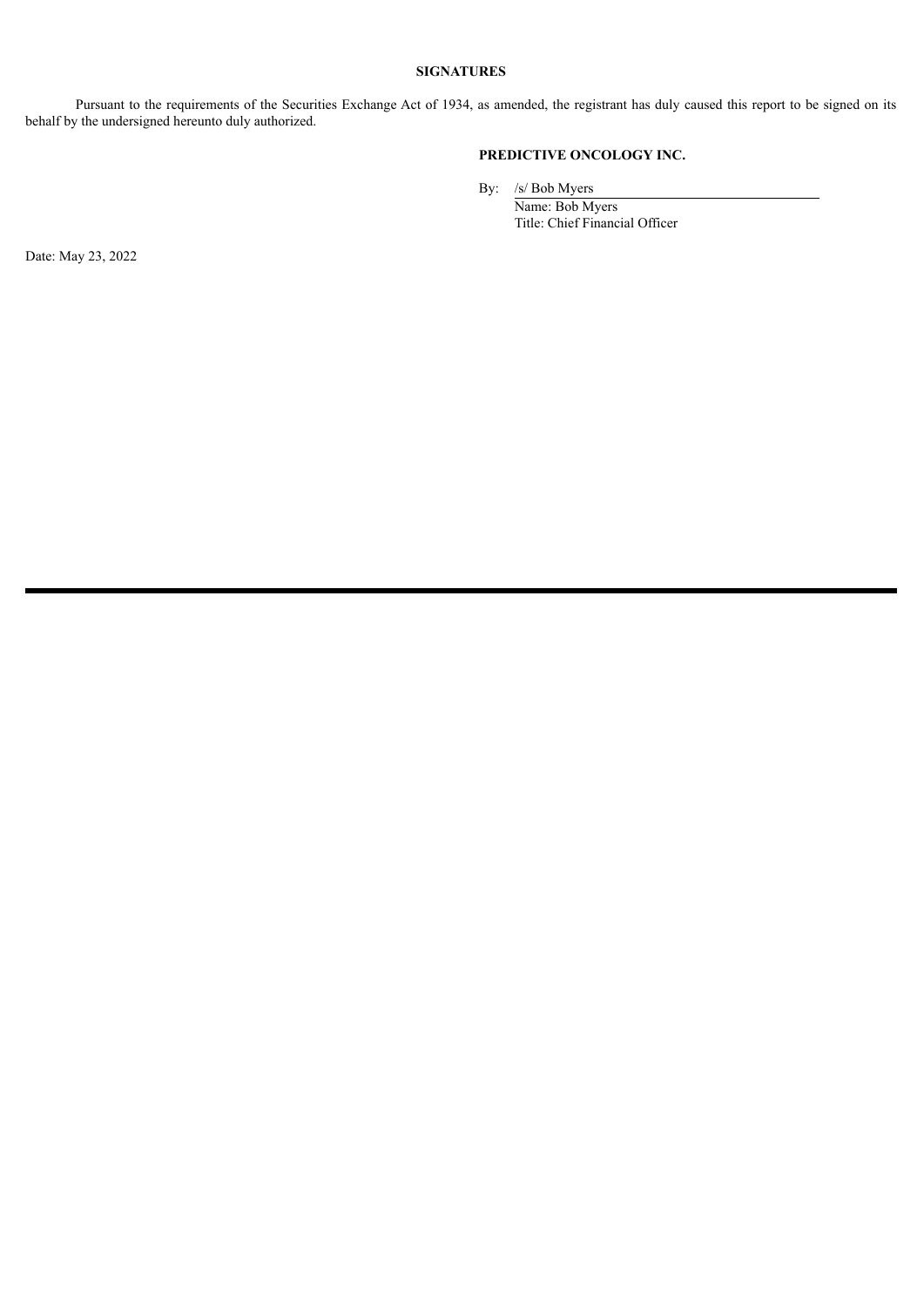**SIGNATURES**

Pursuant to the requirements of the Securities Exchange Act of 1934, as amended, the registrant has duly caused this report to be signed on its behalf by the undersigned hereunto duly authorized.

**PREDICTIVE ONCOLOGY INC.**

By: /s/ Bob Myers
Name: Bob Myers
Title: Chief Financial Officer

Date: May 23, 2022